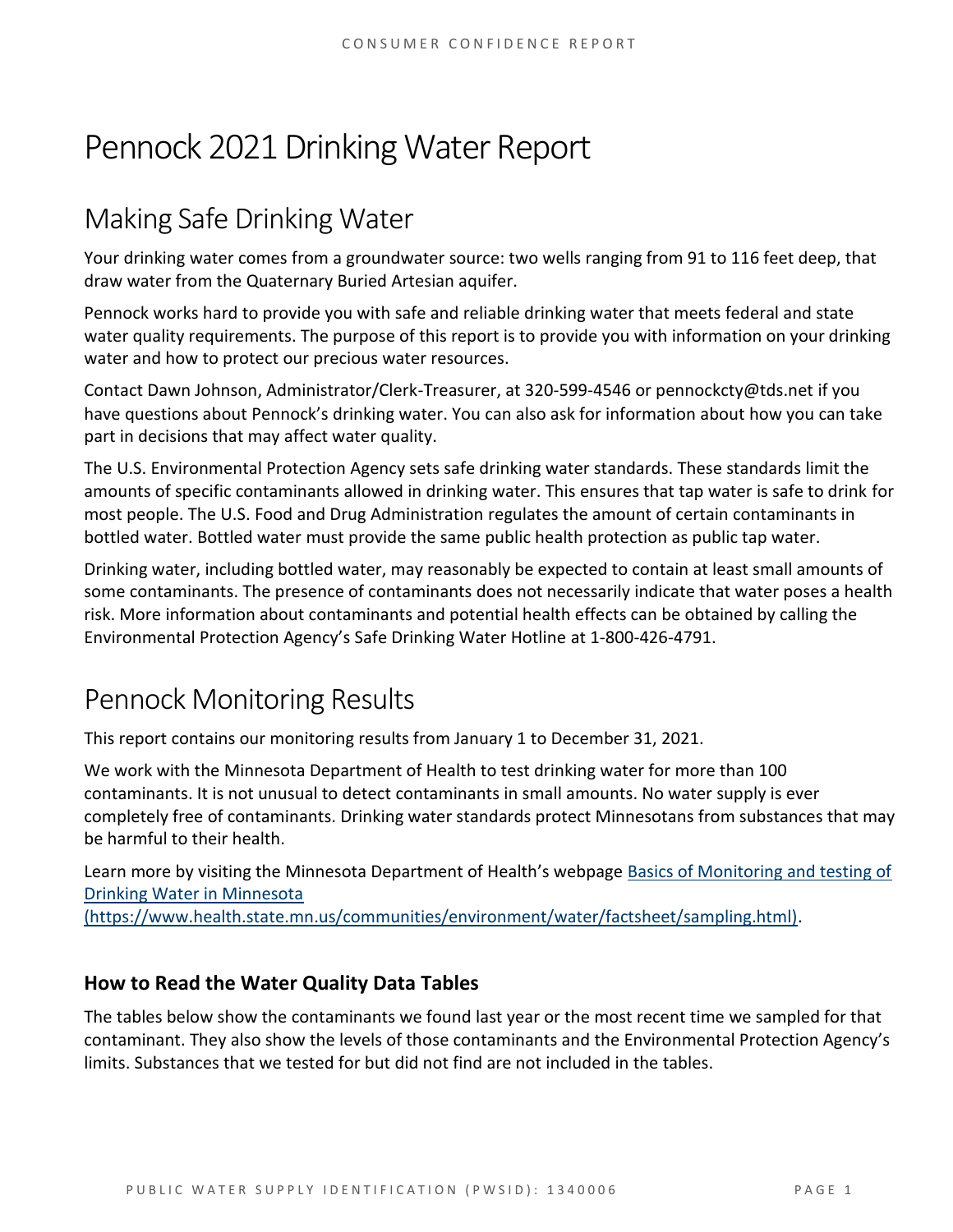# Pennock 2021 Drinking Water Report

## Making Safe Drinking Water

Your drinking water comes from a groundwater source: two wells ranging from 91 to 116 feet deep, that draw water from the Quaternary Buried Artesian aquifer.

Pennock works hard to provide you with safe and reliable drinking water that meets federal and state water quality requirements. The purpose of this report is to provide you with information on your drinking water and how to protect our precious water resources.

Contact Dawn Johnson, Administrator/Clerk-Treasurer, at 320-599-4546 or pennockcty@tds.net if you have questions about Pennock's drinking water. You can also ask for information about how you can take part in decisions that may affect water quality.

The U.S. Environmental Protection Agency sets safe drinking water standards. These standards limit the amounts of specific contaminants allowed in drinking water. This ensures that tap water is safe to drink for most people. The U.S. Food and Drug Administration regulates the amount of certain contaminants in bottled water. Bottled water must provide the same public health protection as public tap water.

Drinking water, including bottled water, may reasonably be expected to contain at least small amounts of some contaminants. The presence of contaminants does not necessarily indicate that water poses a health risk. More information about contaminants and potential health effects can be obtained by calling the Environmental Protection Agency's Safe Drinking Water Hotline at 1-800-426-4791.

## Pennock Monitoring Results

This report contains our monitoring results from January 1 to December 31, 2021.

We work with the Minnesota Department of Health to test drinking water for more than 100 contaminants. It is not unusual to detect contaminants in small amounts. No water supply is ever completely free of contaminants. Drinking water standards protect Minnesotans from substances that may be harmful to their health.

Learn more by visiting the Minnesota Department of Health's webpage [Basics of Monitoring and testing of Drinking Water in Minnesota (https://www.health.state.mn.us/communities/environment/water/factsheet/sampling.html)](https://www.health.state.mn.us/communities/environment/water/factsheet/sampling.html).

### How to Read the Water Quality Data Tables

The tables below show the contaminants we found last year or the most recent time we sampled for that contaminant. They also show the levels of those contaminants and the Environmental Protection Agency's limits. Substances that we tested for but did not find are not included in the tables.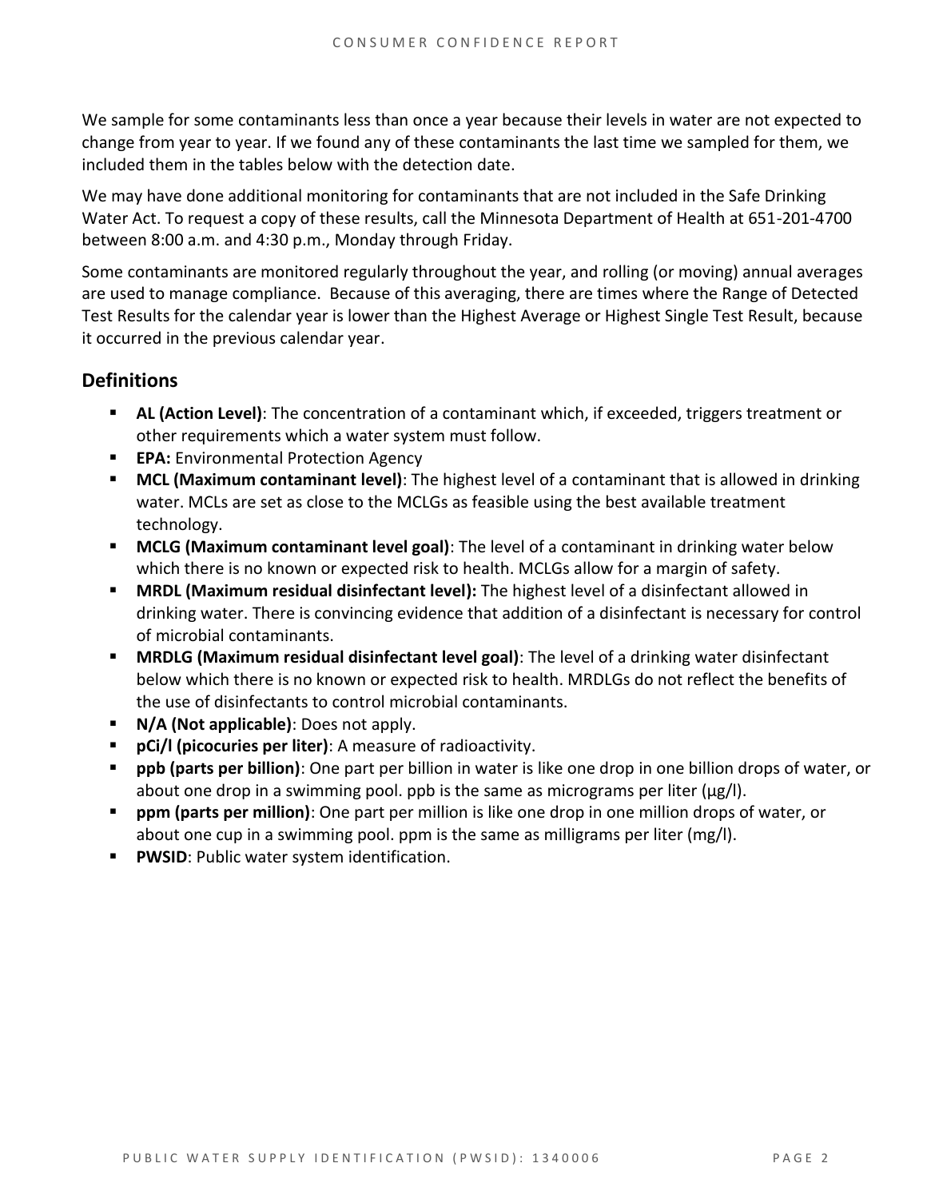We sample for some contaminants less than once a year because their levels in water are not expected to change from year to year. If we found any of these contaminants the last time we sampled for them, we included them in the tables below with the detection date.

We may have done additional monitoring for contaminants that are not included in the Safe Drinking Water Act. To request a copy of these results, call the Minnesota Department of Health at 651-201-4700 between 8:00 a.m. and 4:30 p.m., Monday through Friday.

Some contaminants are monitored regularly throughout the year, and rolling (or moving) annual averages are used to manage compliance. Because of this averaging, there are times where the Range of Detected Test Results for the calendar year is lower than the Highest Average or Highest Single Test Result, because it occurred in the previous calendar year.

## Definitions

- **AL (Action Level)**: The concentration of a contaminant which, if exceeded, triggers treatment or other requirements which a water system must follow.
- **EPA:** Environmental Protection Agency
- **MCL (Maximum contaminant level)**: The highest level of a contaminant that is allowed in drinking water. MCLs are set as close to the MCLGs as feasible using the best available treatment technology.
- **MCLG (Maximum contaminant level goal)**: The level of a contaminant in drinking water below which there is no known or expected risk to health. MCLGs allow for a margin of safety.
- **MRDL (Maximum residual disinfectant level):** The highest level of a disinfectant allowed in drinking water. There is convincing evidence that addition of a disinfectant is necessary for control of microbial contaminants.
- **MRDLG (Maximum residual disinfectant level goal)**: The level of a drinking water disinfectant below which there is no known or expected risk to health. MRDLGs do not reflect the benefits of the use of disinfectants to control microbial contaminants.
- **N/A (Not applicable)**: Does not apply.
- **pCi/l (picocuries per liter)**: A measure of radioactivity.
- **ppb (parts per billion)**: One part per billion in water is like one drop in one billion drops of water, or about one drop in a swimming pool. ppb is the same as micrograms per liter (μg/l).
- **ppm (parts per million)**: One part per million is like one drop in one million drops of water, or about one cup in a swimming pool. ppm is the same as milligrams per liter (mg/l).
- **PWSID**: Public water system identification.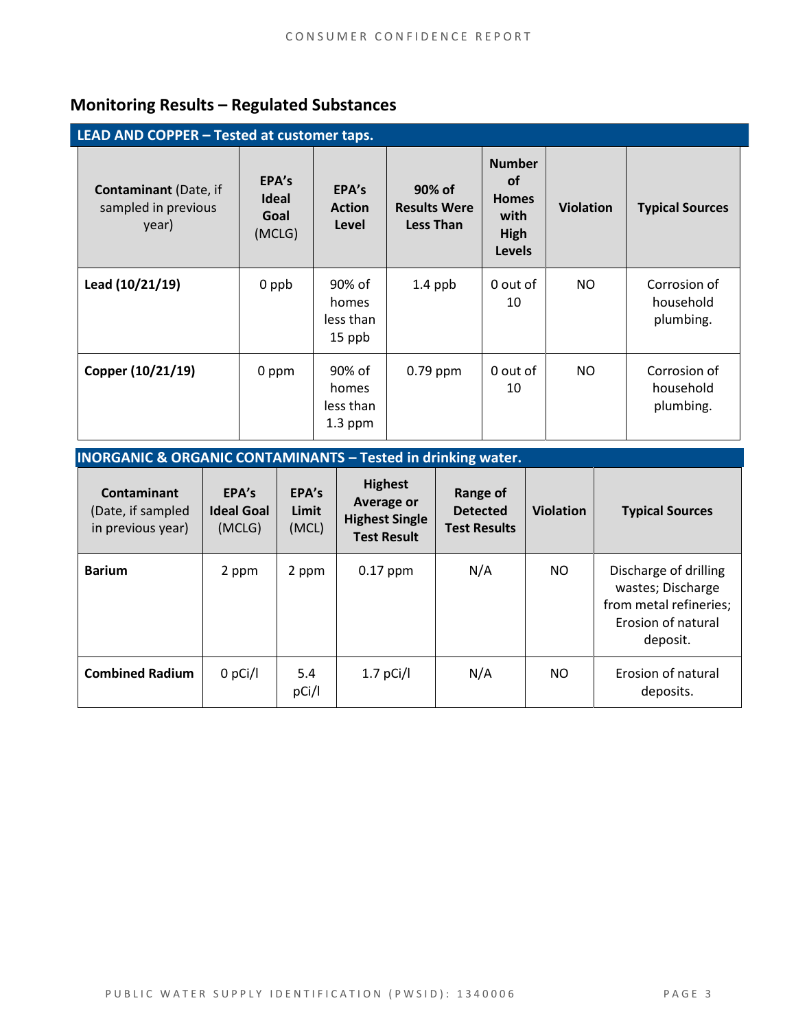## Monitoring Results – Regulated Substances

**LEAD AND COPPER – Tested at customer taps.**

| **Contaminant** (Date, if sampled in previous year) | **EPA's Ideal Goal** (MCLG) | **EPA's Action Level** | **90% of Results Were Less Than** | **Number of Homes with High Levels** | **Violation** | **Typical Sources** |
|---|---|---|---|---|---|---|
| **Lead (10/21/19)** | 0 ppb | 90% of homes less than 15 ppb | 1.4 ppb | 0 out of 10 | NO | Corrosion of household plumbing. |
| **Copper (10/21/19)** | 0 ppm | 90% of homes less than 1.3 ppm | 0.79 ppm | 0 out of 10 | NO | Corrosion of household plumbing. |

**INORGANIC & ORGANIC CONTAMINANTS – Tested in drinking water.**

| **Contaminant** (Date, if sampled in previous year) | **EPA's Ideal Goal** (MCLG) | **EPA's Limit** (MCL) | **Highest Average or Highest Single Test Result** | **Range of Detected Test Results** | **Violation** | **Typical Sources** |
|---|---|---|---|---|---|---|
| **Barium** | 2 ppm | 2 ppm | 0.17 ppm | N/A | NO | Discharge of drilling wastes; Discharge from metal refineries; Erosion of natural deposit. |
| **Combined Radium** | 0 pCi/l | 5.4 pCi/l | 1.7 pCi/l | N/A | NO | Erosion of natural deposits. |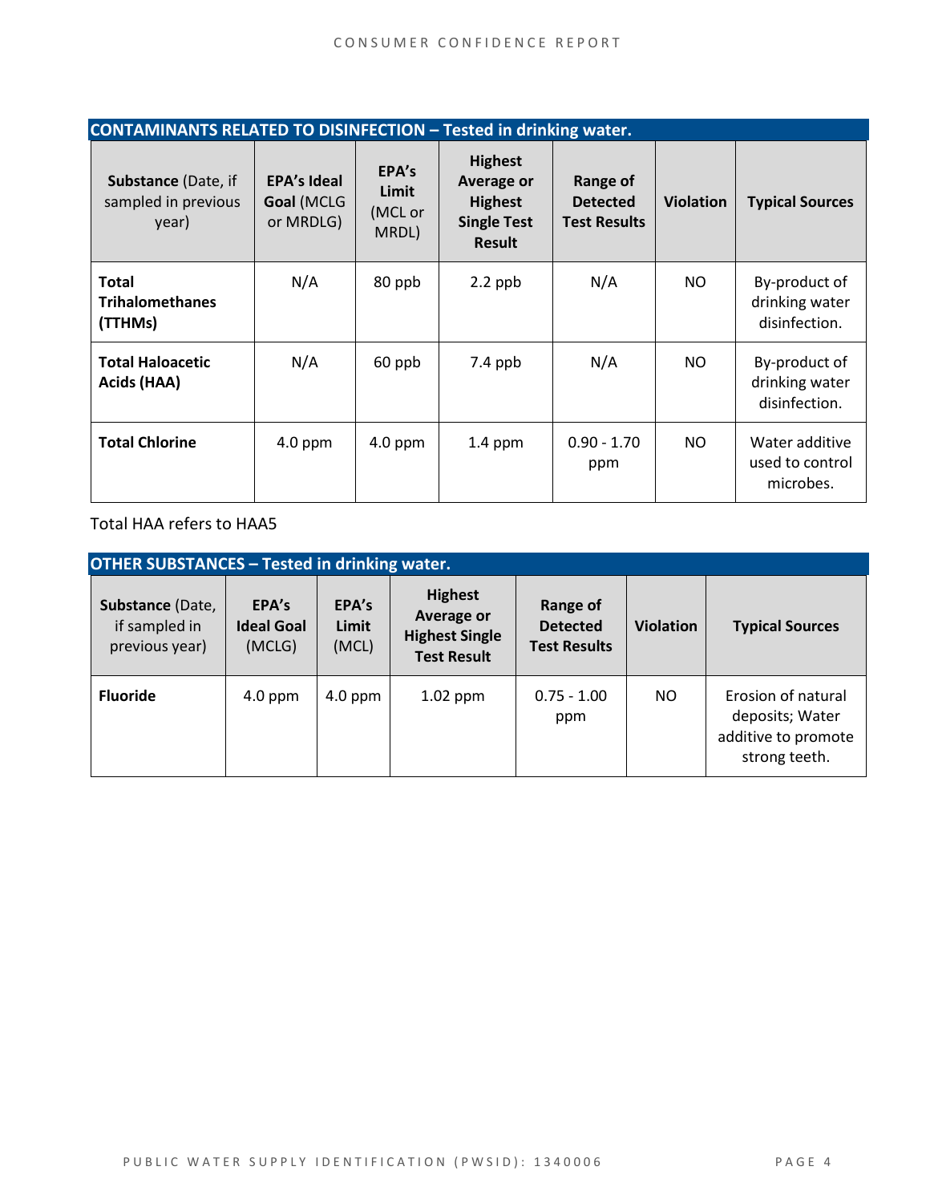| CONTAMINANTS RELATED TO DISINFECTION – Tested in drinking water. | | | | | | |
|---|---|---|---|---|---|---|
| **Substance** (Date, if sampled in previous year) | **EPA's Ideal Goal** (MCLG or MRDLG) | **EPA's Limit** (MCL or MRDL) | **Highest Average or Highest Single Test Result** | **Range of Detected Test Results** | **Violation** | **Typical Sources** |
| **Total Trihalomethanes (TTHMs)** | N/A | 80 ppb | 2.2 ppb | N/A | NO | By-product of drinking water disinfection. |
| **Total Haloacetic Acids (HAA)** | N/A | 60 ppb | 7.4 ppb | N/A | NO | By-product of drinking water disinfection. |
| **Total Chlorine** | 4.0 ppm | 4.0 ppm | 1.4 ppm | 0.90 - 1.70 ppm | NO | Water additive used to control microbes. |

Total HAA refers to HAA5

| OTHER SUBSTANCES – Tested in drinking water. | | | | | | |
|---|---|---|---|---|---|---|
| **Substance** (Date, if sampled in previous year) | **EPA's Ideal Goal** (MCLG) | **EPA's Limit** (MCL) | **Highest Average or Highest Single Test Result** | **Range of Detected Test Results** | **Violation** | **Typical Sources** |
| **Fluoride** | 4.0 ppm | 4.0 ppm | 1.02 ppm | 0.75 - 1.00 ppm | NO | Erosion of natural deposits; Water additive to promote strong teeth. |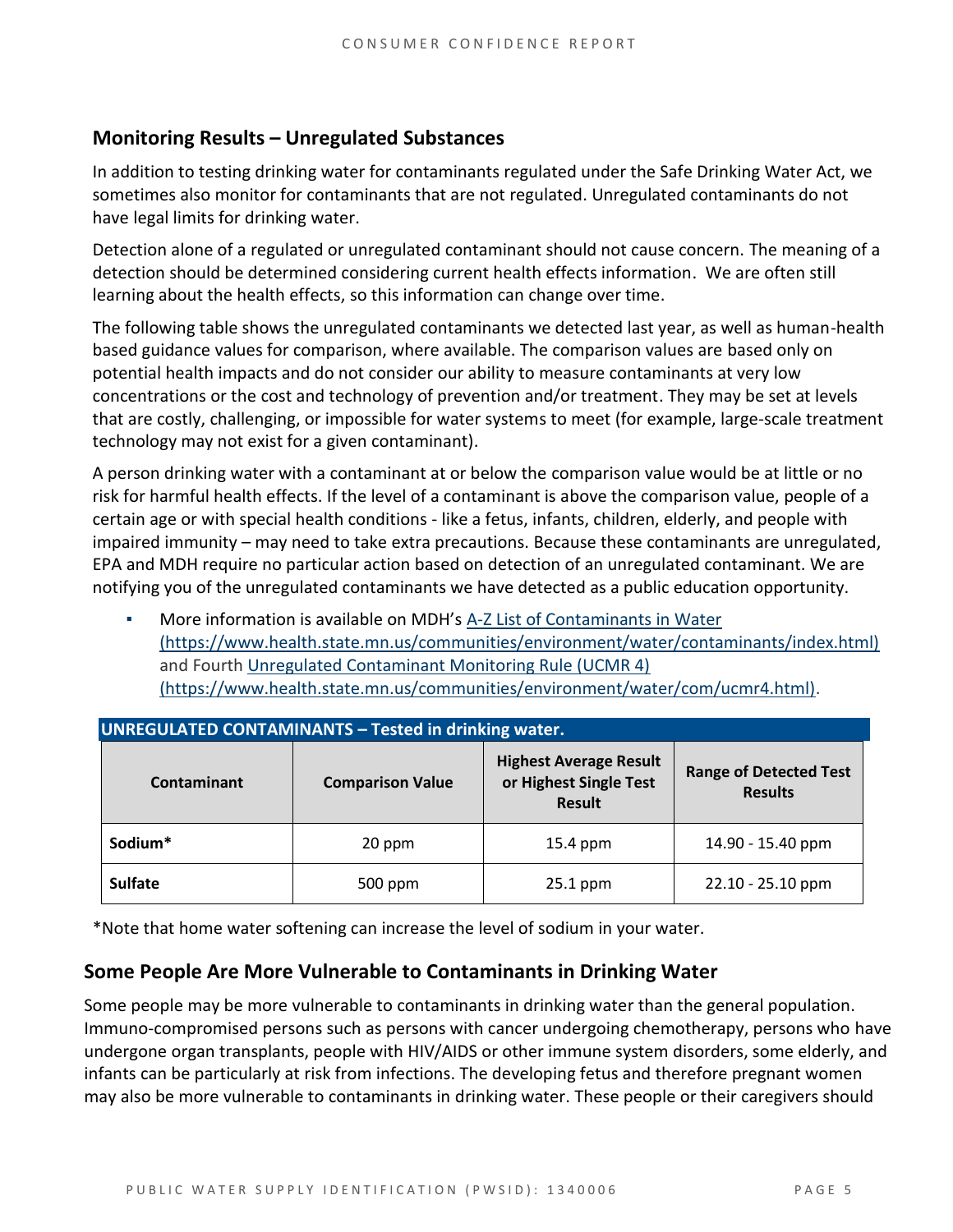## Monitoring Results – Unregulated Substances

In addition to testing drinking water for contaminants regulated under the Safe Drinking Water Act, we sometimes also monitor for contaminants that are not regulated. Unregulated contaminants do not have legal limits for drinking water.

Detection alone of a regulated or unregulated contaminant should not cause concern. The meaning of a detection should be determined considering current health effects information. We are often still learning about the health effects, so this information can change over time.

The following table shows the unregulated contaminants we detected last year, as well as human-health based guidance values for comparison, where available. The comparison values are based only on potential health impacts and do not consider our ability to measure contaminants at very low concentrations or the cost and technology of prevention and/or treatment. They may be set at levels that are costly, challenging, or impossible for water systems to meet (for example, large-scale treatment technology may not exist for a given contaminant).

A person drinking water with a contaminant at or below the comparison value would be at little or no risk for harmful health effects. If the level of a contaminant is above the comparison value, people of a certain age or with special health conditions - like a fetus, infants, children, elderly, and people with impaired immunity – may need to take extra precautions. Because these contaminants are unregulated, EPA and MDH require no particular action based on detection of an unregulated contaminant. We are notifying you of the unregulated contaminants we have detected as a public education opportunity.

- More information is available on MDH's [A-Z List of Contaminants in Water (https://www.health.state.mn.us/communities/environment/water/contaminants/index.html)](https://www.health.state.mn.us/communities/environment/water/contaminants/index.html) and Fourth [Unregulated Contaminant Monitoring Rule (UCMR 4) (https://www.health.state.mn.us/communities/environment/water/com/ucmr4.html)](https://www.health.state.mn.us/communities/environment/water/com/ucmr4.html).

**UNREGULATED CONTAMINANTS – Tested in drinking water.**

| Contaminant | Comparison Value | Highest Average Result or Highest Single Test Result | Range of Detected Test Results |
|---|---|---|---|
| **Sodium*** | 20 ppm | 15.4 ppm | 14.90 - 15.40 ppm |
| **Sulfate** | 500 ppm | 25.1 ppm | 22.10 - 25.10 ppm |

*Note that home water softening can increase the level of sodium in your water.

## Some People Are More Vulnerable to Contaminants in Drinking Water

Some people may be more vulnerable to contaminants in drinking water than the general population. Immuno-compromised persons such as persons with cancer undergoing chemotherapy, persons who have undergone organ transplants, people with HIV/AIDS or other immune system disorders, some elderly, and infants can be particularly at risk from infections. The developing fetus and therefore pregnant women may also be more vulnerable to contaminants in drinking water. These people or their caregivers should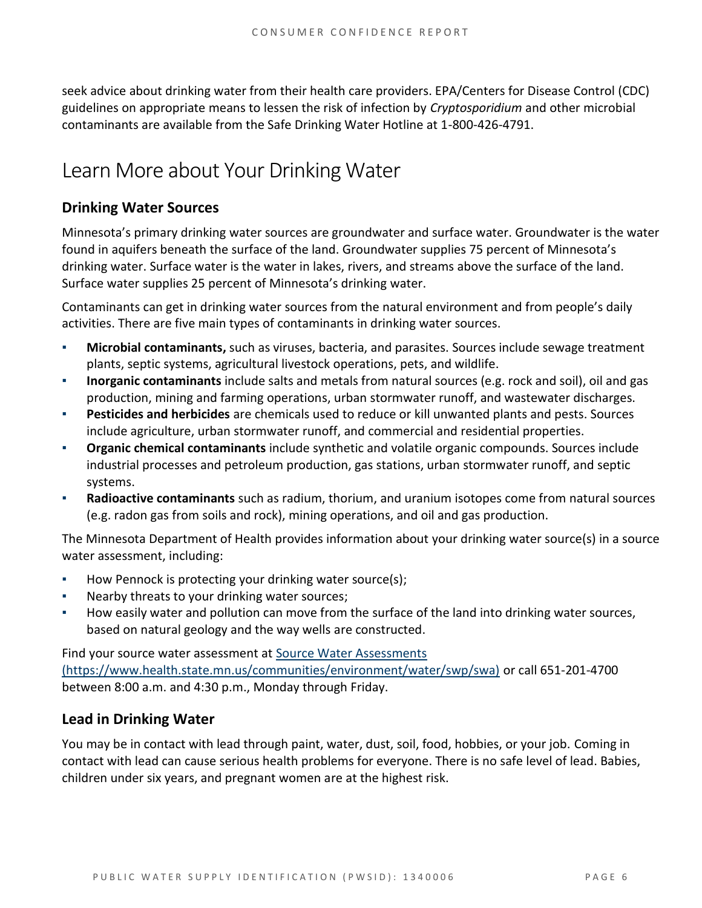seek advice about drinking water from their health care providers. EPA/Centers for Disease Control (CDC) guidelines on appropriate means to lessen the risk of infection by *Cryptosporidium* and other microbial contaminants are available from the Safe Drinking Water Hotline at 1-800-426-4791.

# Learn More about Your Drinking Water

## Drinking Water Sources

Minnesota's primary drinking water sources are groundwater and surface water. Groundwater is the water found in aquifers beneath the surface of the land. Groundwater supplies 75 percent of Minnesota's drinking water. Surface water is the water in lakes, rivers, and streams above the surface of the land. Surface water supplies 25 percent of Minnesota's drinking water.

Contaminants can get in drinking water sources from the natural environment and from people's daily activities. There are five main types of contaminants in drinking water sources.

- **Microbial contaminants,** such as viruses, bacteria, and parasites. Sources include sewage treatment plants, septic systems, agricultural livestock operations, pets, and wildlife.
- **Inorganic contaminants** include salts and metals from natural sources (e.g. rock and soil), oil and gas production, mining and farming operations, urban stormwater runoff, and wastewater discharges.
- **Pesticides and herbicides** are chemicals used to reduce or kill unwanted plants and pests. Sources include agriculture, urban stormwater runoff, and commercial and residential properties.
- **Organic chemical contaminants** include synthetic and volatile organic compounds. Sources include industrial processes and petroleum production, gas stations, urban stormwater runoff, and septic systems.
- **Radioactive contaminants** such as radium, thorium, and uranium isotopes come from natural sources (e.g. radon gas from soils and rock), mining operations, and oil and gas production.

The Minnesota Department of Health provides information about your drinking water source(s) in a source water assessment, including:

- How Pennock is protecting your drinking water source(s);
- Nearby threats to your drinking water sources;
- How easily water and pollution can move from the surface of the land into drinking water sources, based on natural geology and the way wells are constructed.

Find your source water assessment at [Source Water Assessments (https://www.health.state.mn.us/communities/environment/water/swp/swa)](https://www.health.state.mn.us/communities/environment/water/swp/swa) or call 651-201-4700 between 8:00 a.m. and 4:30 p.m., Monday through Friday.

## Lead in Drinking Water

You may be in contact with lead through paint, water, dust, soil, food, hobbies, or your job. Coming in contact with lead can cause serious health problems for everyone. There is no safe level of lead. Babies, children under six years, and pregnant women are at the highest risk.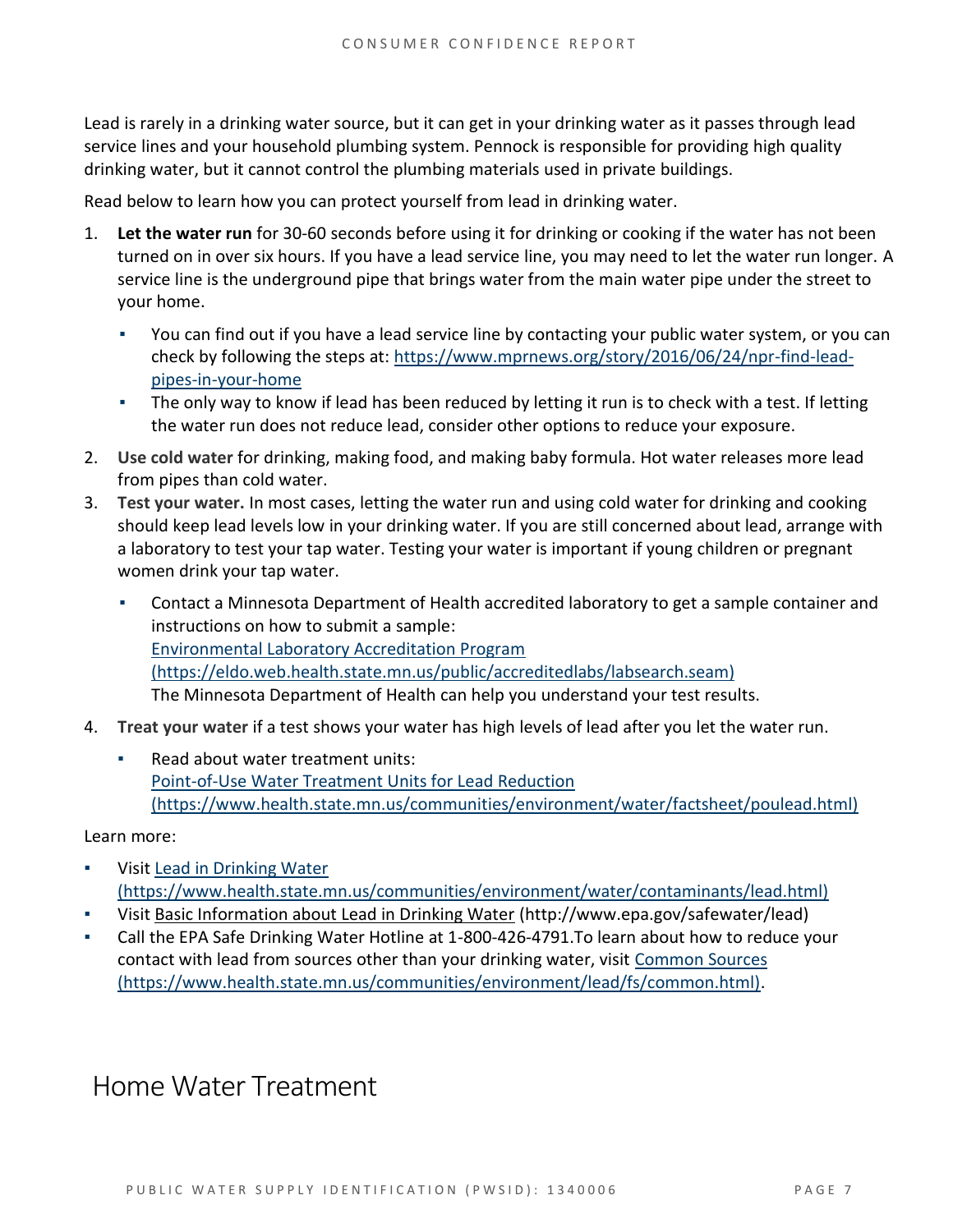Lead is rarely in a drinking water source, but it can get in your drinking water as it passes through lead service lines and your household plumbing system. Pennock is responsible for providing high quality drinking water, but it cannot control the plumbing materials used in private buildings.

Read below to learn how you can protect yourself from lead in drinking water.

1. **Let the water run** for 30-60 seconds before using it for drinking or cooking if the water has not been turned on in over six hours. If you have a lead service line, you may need to let the water run longer. A service line is the underground pipe that brings water from the main water pipe under the street to your home.
   - You can find out if you have a lead service line by contacting your public water system, or you can check by following the steps at: [https://www.mprnews.org/story/2016/06/24/npr-find-lead-pipes-in-your-home](https://www.mprnews.org/story/2016/06/24/npr-find-lead-pipes-in-your-home)
   - The only way to know if lead has been reduced by letting it run is to check with a test. If letting the water run does not reduce lead, consider other options to reduce your exposure.
2. **Use cold water** for drinking, making food, and making baby formula. Hot water releases more lead from pipes than cold water.
3. **Test your water.** In most cases, letting the water run and using cold water for drinking and cooking should keep lead levels low in your drinking water. If you are still concerned about lead, arrange with a laboratory to test your tap water. Testing your water is important if young children or pregnant women drink your tap water.
   - Contact a Minnesota Department of Health accredited laboratory to get a sample container and instructions on how to submit a sample:
     [Environmental Laboratory Accreditation Program (https://eldo.web.health.state.mn.us/public/accreditedlabs/labsearch.seam)](https://eldo.web.health.state.mn.us/public/accreditedlabs/labsearch.seam)
     The Minnesota Department of Health can help you understand your test results.
4. **Treat your water** if a test shows your water has high levels of lead after you let the water run.
   - Read about water treatment units:
     [Point-of-Use Water Treatment Units for Lead Reduction (https://www.health.state.mn.us/communities/environment/water/factsheet/poulead.html)](https://www.health.state.mn.us/communities/environment/water/factsheet/poulead.html)

Learn more:

- Visit [Lead in Drinking Water (https://www.health.state.mn.us/communities/environment/water/contaminants/lead.html)](https://www.health.state.mn.us/communities/environment/water/contaminants/lead.html)
- Visit Basic Information about Lead in Drinking Water (http://www.epa.gov/safewater/lead)
- Call the EPA Safe Drinking Water Hotline at 1-800-426-4791.To learn about how to reduce your contact with lead from sources other than your drinking water, visit [Common Sources (https://www.health.state.mn.us/communities/environment/lead/fs/common.html)](https://www.health.state.mn.us/communities/environment/lead/fs/common.html).

# Home Water Treatment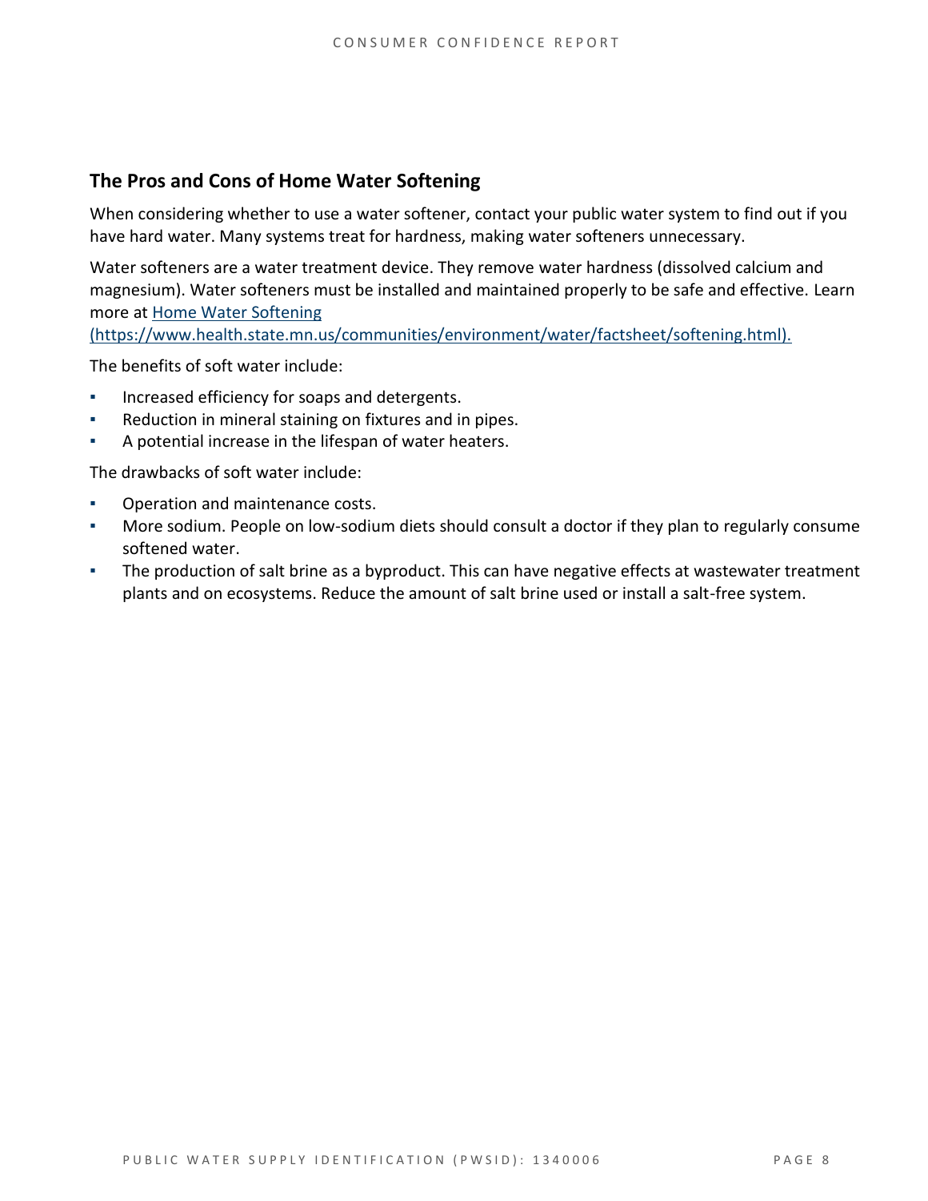## The Pros and Cons of Home Water Softening

When considering whether to use a water softener, contact your public water system to find out if you have hard water. Many systems treat for hardness, making water softeners unnecessary.

Water softeners are a water treatment device. They remove water hardness (dissolved calcium and magnesium). Water softeners must be installed and maintained properly to be safe and effective. Learn more at [Home Water Softening (https://www.health.state.mn.us/communities/environment/water/factsheet/softening.html).](https://www.health.state.mn.us/communities/environment/water/factsheet/softening.html)

The benefits of soft water include:

- Increased efficiency for soaps and detergents.
- Reduction in mineral staining on fixtures and in pipes.
- A potential increase in the lifespan of water heaters.

The drawbacks of soft water include:

- Operation and maintenance costs.
- More sodium. People on low-sodium diets should consult a doctor if they plan to regularly consume softened water.
- The production of salt brine as a byproduct. This can have negative effects at wastewater treatment plants and on ecosystems. Reduce the amount of salt brine used or install a salt-free system.